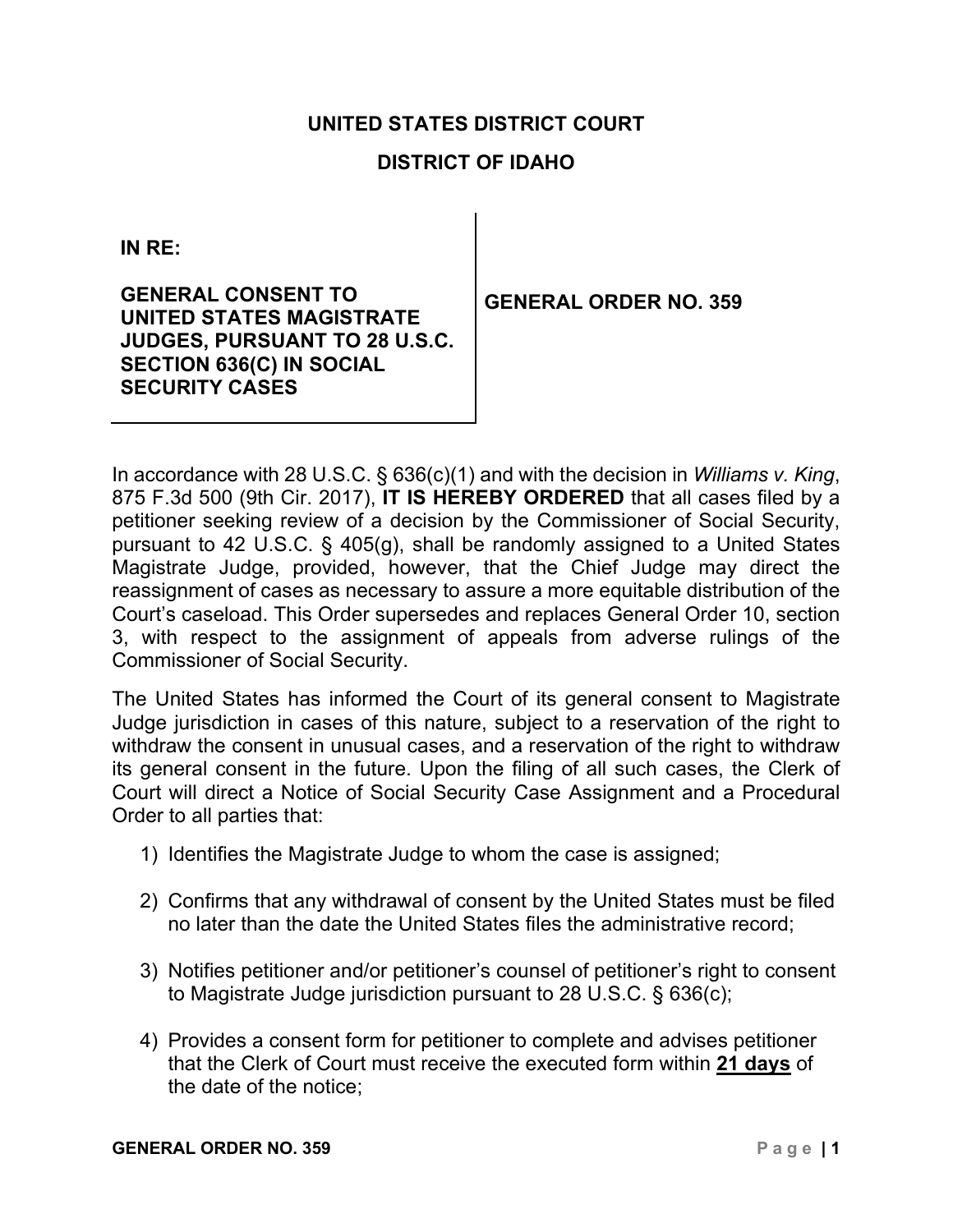# UNITED STATES DISTRICT COURT

## DISTRICT OF IDAHO

**IN RE:**

**GENERAL CONSENT TO UNITED STATES MAGISTRATE JUDGES, PURSUANT TO 28 U.S.C. SECTION 636(C) IN SOCIAL SECURITY CASES**

**GENERAL ORDER NO. 359**

In accordance with 28 U.S.C. § 636(c)(1) and with the decision in *Williams v. King*, 875 F.3d 500 (9th Cir. 2017), **IT IS HEREBY ORDERED** that all cases filed by a petitioner seeking review of a decision by the Commissioner of Social Security, pursuant to 42 U.S.C. § 405(g), shall be randomly assigned to a United States Magistrate Judge, provided, however, that the Chief Judge may direct the reassignment of cases as necessary to assure a more equitable distribution of the Court's caseload. This Order supersedes and replaces General Order 10, section 3, with respect to the assignment of appeals from adverse rulings of the Commissioner of Social Security.

The United States has informed the Court of its general consent to Magistrate Judge jurisdiction in cases of this nature, subject to a reservation of the right to withdraw the consent in unusual cases, and a reservation of the right to withdraw its general consent in the future. Upon the filing of all such cases, the Clerk of Court will direct a Notice of Social Security Case Assignment and a Procedural Order to all parties that:

1) Identifies the Magistrate Judge to whom the case is assigned;

2) Confirms that any withdrawal of consent by the United States must be filed no later than the date the United States files the administrative record;

3) Notifies petitioner and/or petitioner's counsel of petitioner's right to consent to Magistrate Judge jurisdiction pursuant to 28 U.S.C. § 636(c);

4) Provides a consent form for petitioner to complete and advises petitioner that the Clerk of Court must receive the executed form within **21 days** of the date of the notice;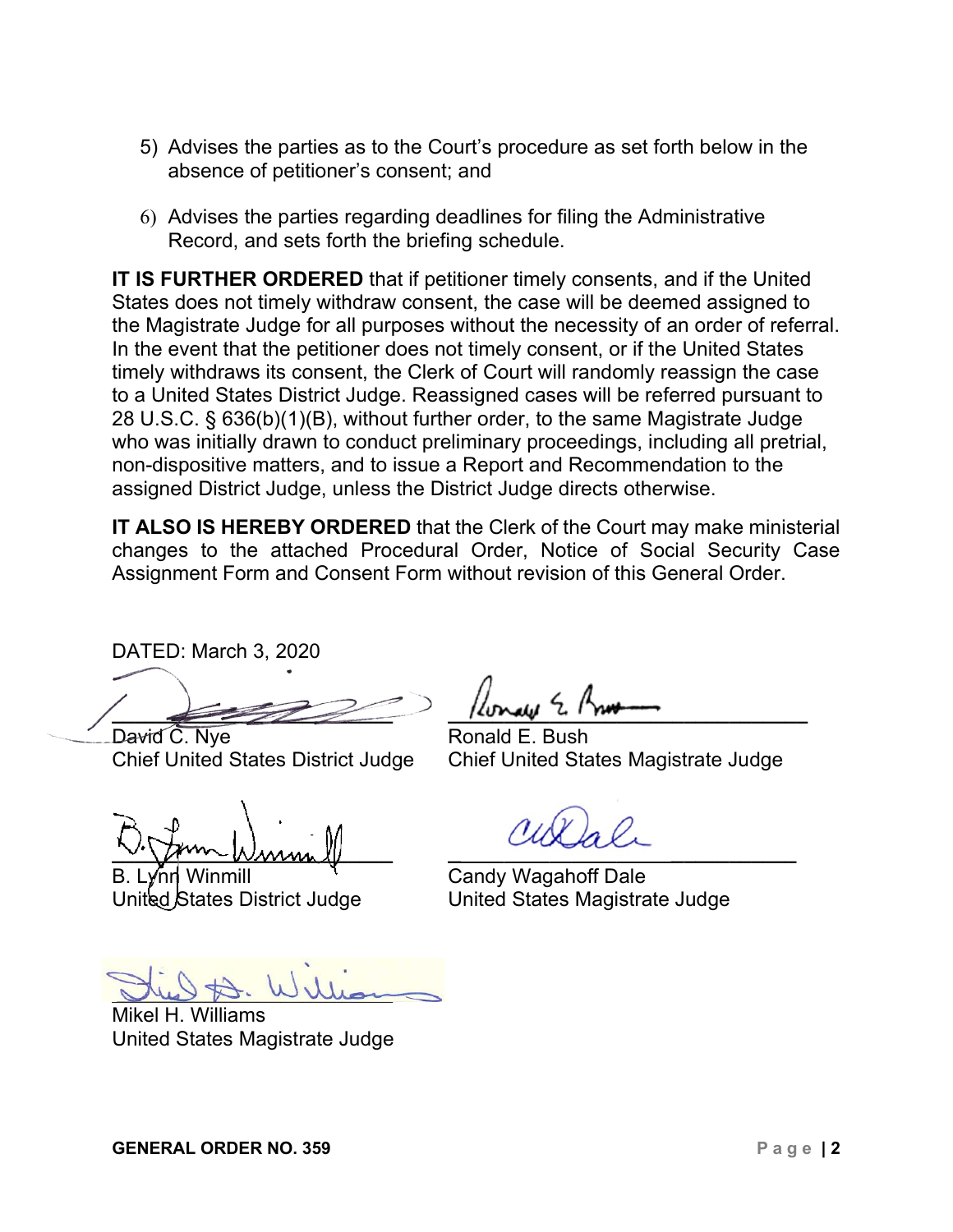5) Advises the parties as to the Court's procedure as set forth below in the absence of petitioner's consent; and

6) Advises the parties regarding deadlines for filing the Administrative Record, and sets forth the briefing schedule.

**IT IS FURTHER ORDERED** that if petitioner timely consents, and if the United States does not timely withdraw consent, the case will be deemed assigned to the Magistrate Judge for all purposes without the necessity of an order of referral. In the event that the petitioner does not timely consent, or if the United States timely withdraws its consent, the Clerk of Court will randomly reassign the case to a United States District Judge. Reassigned cases will be referred pursuant to 28 U.S.C. § 636(b)(1)(B), without further order, to the same Magistrate Judge who was initially drawn to conduct preliminary proceedings, including all pretrial, non-dispositive matters, and to issue a Report and Recommendation to the assigned District Judge, unless the District Judge directs otherwise.

**IT ALSO IS HEREBY ORDERED** that the Clerk of the Court may make ministerial changes to the attached Procedural Order, Notice of Social Security Case Assignment Form and Consent Form without revision of this General Order.

DATED: March 3, 2020

David C. Nye
Chief United States District Judge

Ronald E. Bush
Chief United States Magistrate Judge

B. Lynn Winmill
United States District Judge

Candy Wagahoff Dale
United States Magistrate Judge

Mikel H. Williams
United States Magistrate Judge

**GENERAL ORDER NO. 359**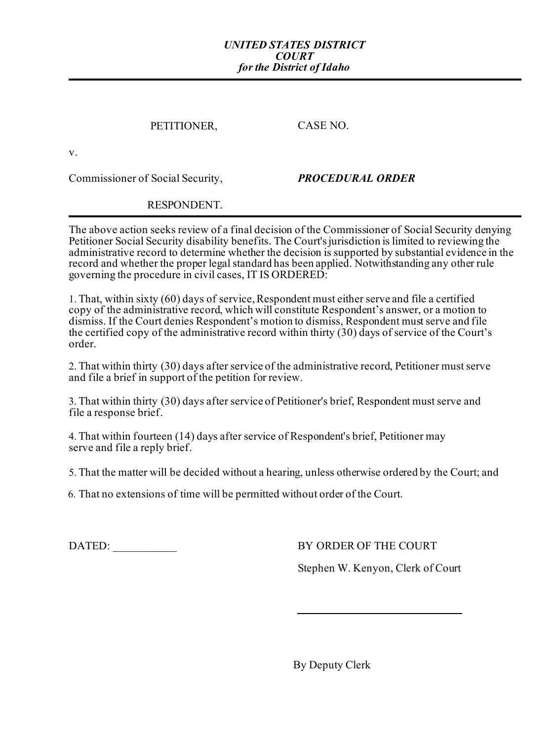***UNITED STATES DISTRICT COURT***
***for the District of Idaho***

---

PETITIONER, CASE NO.

v.

Commissioner of Social Security, ***PROCEDURAL ORDER***

RESPONDENT.

---

The above action seeks review of a final decision of the Commissioner of Social Security denying Petitioner Social Security disability benefits. The Court's jurisdiction is limited to reviewing the administrative record to determine whether the decision is supported by substantial evidence in the record and whether the proper legal standard has been applied. Notwithstanding any other rule governing the procedure in civil cases, IT IS ORDERED:

1. That, within sixty (60) days of service, Respondent must either serve and file a certified copy of the administrative record, which will constitute Respondent's answer, or a motion to dismiss. If the Court denies Respondent's motion to dismiss, Respondent must serve and file the certified copy of the administrative record within thirty (30) days of service of the Court's order.

2. That within thirty (30) days after service of the administrative record, Petitioner must serve and file a brief in support of the petition for review.

3. That within thirty (30) days after service of Petitioner's brief, Respondent must serve and file a response brief.

4. That within fourteen (14) days after service of Respondent's brief, Petitioner may serve and file a reply brief.

5. That the matter will be decided without a hearing, unless otherwise ordered by the Court; and

6. That no extensions of time will be permitted without order of the Court.

DATED: ___________

BY ORDER OF THE COURT

Stephen W. Kenyon, Clerk of Court

______________________________

By Deputy Clerk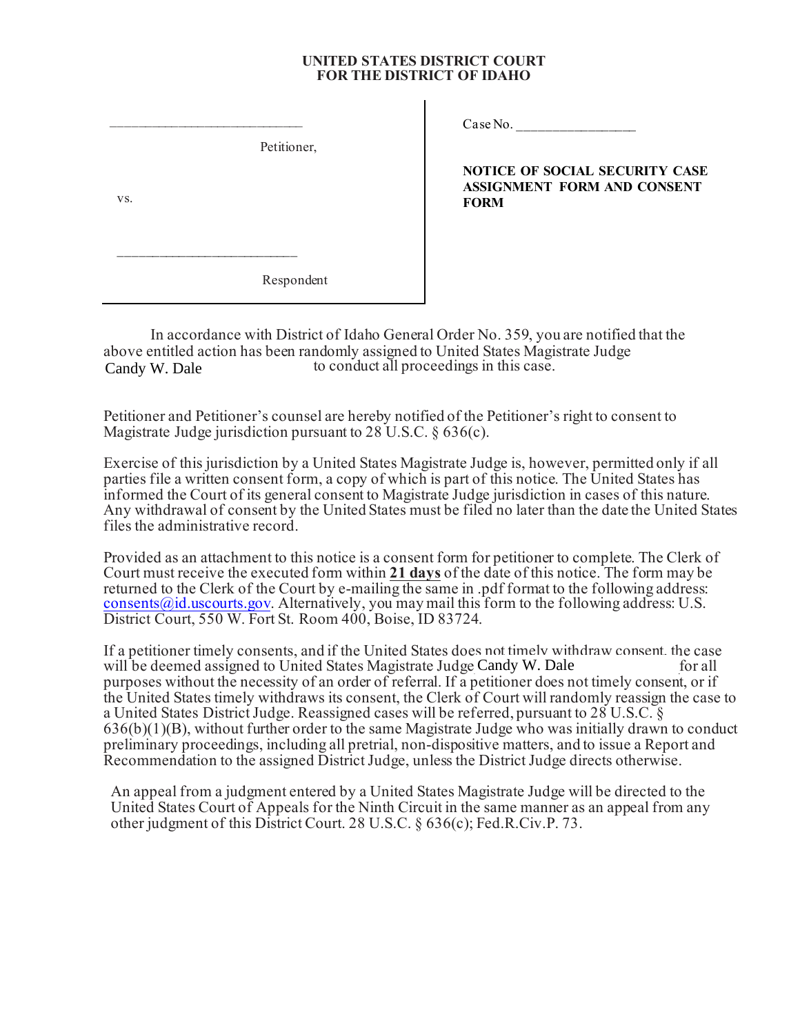**UNITED STATES DISTRICT COURT**
**FOR THE DISTRICT OF IDAHO**

| | |
|---|---|
| ___________________________ Petitioner, | Case No. _________________ |
| vs. | **NOTICE OF SOCIAL SECURITY CASE ASSIGNMENT FORM AND CONSENT FORM** |
| ___________________________ Respondent | |

In accordance with District of Idaho General Order No. 359, you are notified that the above entitled action has been randomly assigned to United States Magistrate Judge Candy W. Dale to conduct all proceedings in this case.

Petitioner and Petitioner's counsel are hereby notified of the Petitioner's right to consent to Magistrate Judge jurisdiction pursuant to 28 U.S.C. § 636(c).

Exercise of this jurisdiction by a United States Magistrate Judge is, however, permitted only if all parties file a written consent form, a copy of which is part of this notice. The United States has informed the Court of its general consent to Magistrate Judge jurisdiction in cases of this nature. Any withdrawal of consent by the United States must be filed no later than the date the United States files the administrative record.

Provided as an attachment to this notice is a consent form for petitioner to complete. The Clerk of Court must receive the executed form within **21 days** of the date of this notice. The form may be returned to the Clerk of the Court by e-mailing the same in .pdf format to the following address: consents@id.uscourts.gov. Alternatively, you may mail this form to the following address: U.S. District Court, 550 W. Fort St. Room 400, Boise, ID 83724.

If a petitioner timely consents, and if the United States does not timely withdraw consent, the case will be deemed assigned to United States Magistrate Judge Candy W. Dale for all purposes without the necessity of an order of referral. If a petitioner does not timely consent, or if the United States timely withdraws its consent, the Clerk of Court will randomly reassign the case to a United States District Judge. Reassigned cases will be referred, pursuant to 28 U.S.C. § 636(b)(1)(B), without further order to the same Magistrate Judge who was initially drawn to conduct preliminary proceedings, including all pretrial, non-dispositive matters, and to issue a Report and Recommendation to the assigned District Judge, unless the District Judge directs otherwise.

An appeal from a judgment entered by a United States Magistrate Judge will be directed to the United States Court of Appeals for the Ninth Circuit in the same manner as an appeal from any other judgment of this District Court. 28 U.S.C. § 636(c); Fed.R.Civ.P. 73.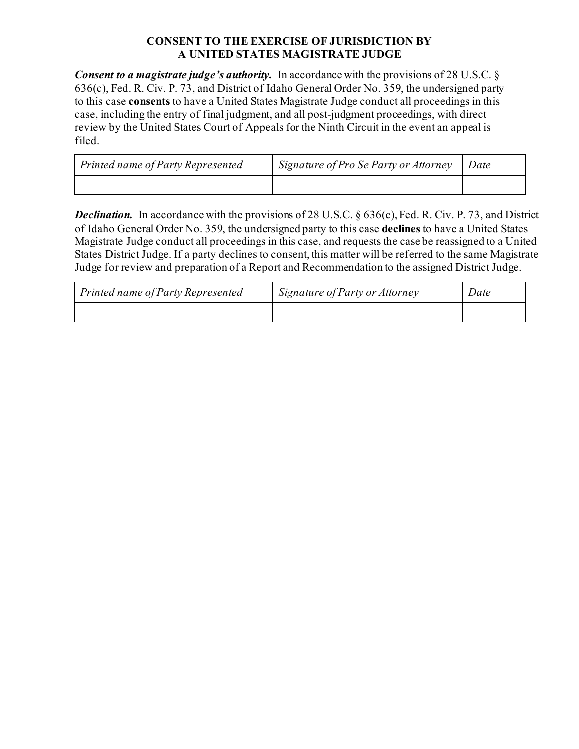**CONSENT TO THE EXERCISE OF JURISDICTION BY A UNITED STATES MAGISTRATE JUDGE**

***Consent to a magistrate judge's authority.*** In accordance with the provisions of 28 U.S.C. § 636(c), Fed. R. Civ. P. 73, and District of Idaho General Order No. 359, the undersigned party to this case **consents** to have a United States Magistrate Judge conduct all proceedings in this case, including the entry of final judgment, and all post-judgment proceedings, with direct review by the United States Court of Appeals for the Ninth Circuit in the event an appeal is filed.

| *Printed name of Party Represented* | *Signature of Pro Se Party or Attorney* | *Date* |
|---|---|---|
| | | |

***Declination.*** In accordance with the provisions of 28 U.S.C. § 636(c), Fed. R. Civ. P. 73, and District of Idaho General Order No. 359, the undersigned party to this case **declines** to have a United States Magistrate Judge conduct all proceedings in this case, and requests the case be reassigned to a United States District Judge. If a party declines to consent, this matter will be referred to the same Magistrate Judge for review and preparation of a Report and Recommendation to the assigned District Judge.

| *Printed name of Party Represented* | *Signature of Party or Attorney* | *Date* |
|---|---|---|
| | | |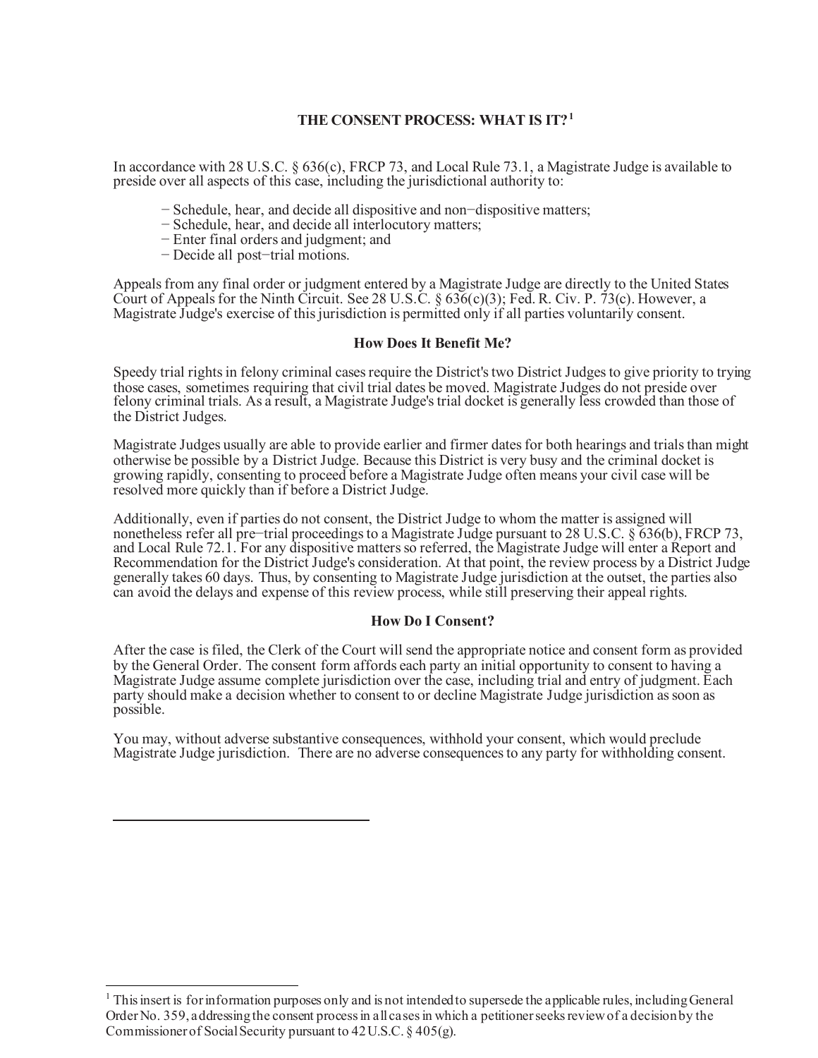## THE CONSENT PROCESS: WHAT IS IT?[1]

In accordance with 28 U.S.C. § 636(c), FRCP 73, and Local Rule 73.1, a Magistrate Judge is available to preside over all aspects of this case, including the jurisdictional authority to:

- Schedule, hear, and decide all dispositive and non−dispositive matters;
- Schedule, hear, and decide all interlocutory matters;
- Enter final orders and judgment; and
- Decide all post−trial motions.

Appeals from any final order or judgment entered by a Magistrate Judge are directly to the United States Court of Appeals for the Ninth Circuit. See 28 U.S.C. § 636(c)(3); Fed. R. Civ. P. 73(c). However, a Magistrate Judge's exercise of this jurisdiction is permitted only if all parties voluntarily consent.

### How Does It Benefit Me?

Speedy trial rights in felony criminal cases require the District's two District Judges to give priority to trying those cases, sometimes requiring that civil trial dates be moved. Magistrate Judges do not preside over felony criminal trials. As a result, a Magistrate Judge's trial docket is generally less crowded than those of the District Judges.

Magistrate Judges usually are able to provide earlier and firmer dates for both hearings and trials than might otherwise be possible by a District Judge. Because this District is very busy and the criminal docket is growing rapidly, consenting to proceed before a Magistrate Judge often means your civil case will be resolved more quickly than if before a District Judge.

Additionally, even if parties do not consent, the District Judge to whom the matter is assigned will nonetheless refer all pre−trial proceedings to a Magistrate Judge pursuant to 28 U.S.C. § 636(b), FRCP 73, and Local Rule 72.1. For any dispositive matters so referred, the Magistrate Judge will enter a Report and Recommendation for the District Judge's consideration. At that point, the review process by a District Judge generally takes 60 days. Thus, by consenting to Magistrate Judge jurisdiction at the outset, the parties also can avoid the delays and expense of this review process, while still preserving their appeal rights.

### How Do I Consent?

After the case is filed, the Clerk of the Court will send the appropriate notice and consent form as provided by the General Order. The consent form affords each party an initial opportunity to consent to having a Magistrate Judge assume complete jurisdiction over the case, including trial and entry of judgment. Each party should make a decision whether to consent to or decline Magistrate Judge jurisdiction as soon as possible.

You may, without adverse substantive consequences, withhold your consent, which would preclude Magistrate Judge jurisdiction. There are no adverse consequences to any party for withholding consent.

---

[1] This insert is for information purposes only and is not intended to supersede the applicable rules, including General Order No. 359, addressing the consent process in all cases in which a petitioner seeks review of a decision by the Commissioner of Social Security pursuant to 42 U.S.C. § 405(g).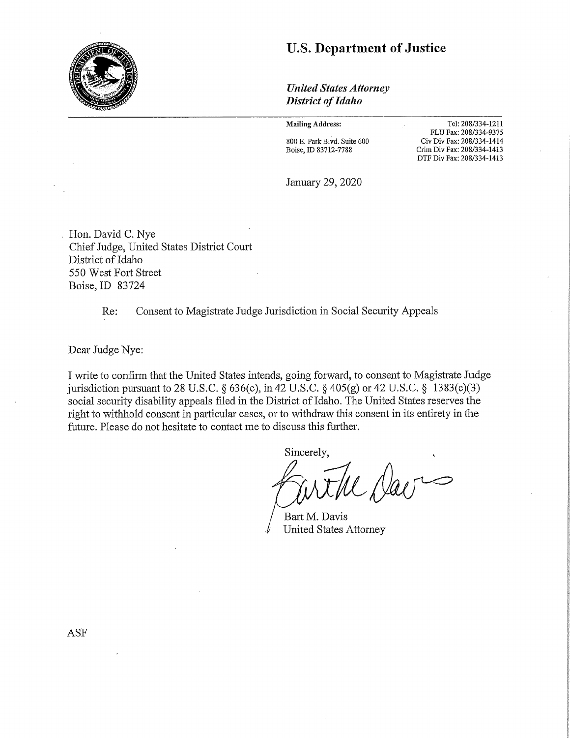# U.S. Department of Justice

*United States Attorney*
*District of Idaho*

**Mailing Address:**

800 E. Park Blvd. Suite 600
Boise, ID 83712-7788

Tel: 208/334-1211
FLU Fax: 208/334-9375
Civ Div Fax: 208/334-1414
Crim Div Fax: 208/334-1413
DTF Div Fax: 208/334-1413

January 29, 2020

Hon. David C. Nye
Chief Judge, United States District Court
District of Idaho
550 West Fort Street
Boise, ID 83724

Re: Consent to Magistrate Judge Jurisdiction in Social Security Appeals

Dear Judge Nye:

I write to confirm that the United States intends, going forward, to consent to Magistrate Judge jurisdiction pursuant to 28 U.S.C. § 636(c), in 42 U.S.C. § 405(g) or 42 U.S.C. § 1383(c)(3) social security disability appeals filed in the District of Idaho. The United States reserves the right to withhold consent in particular cases, or to withdraw this consent in its entirety in the future. Please do not hesitate to contact me to discuss this further.

Sincerely,

Bart M. Davis
United States Attorney

ASF